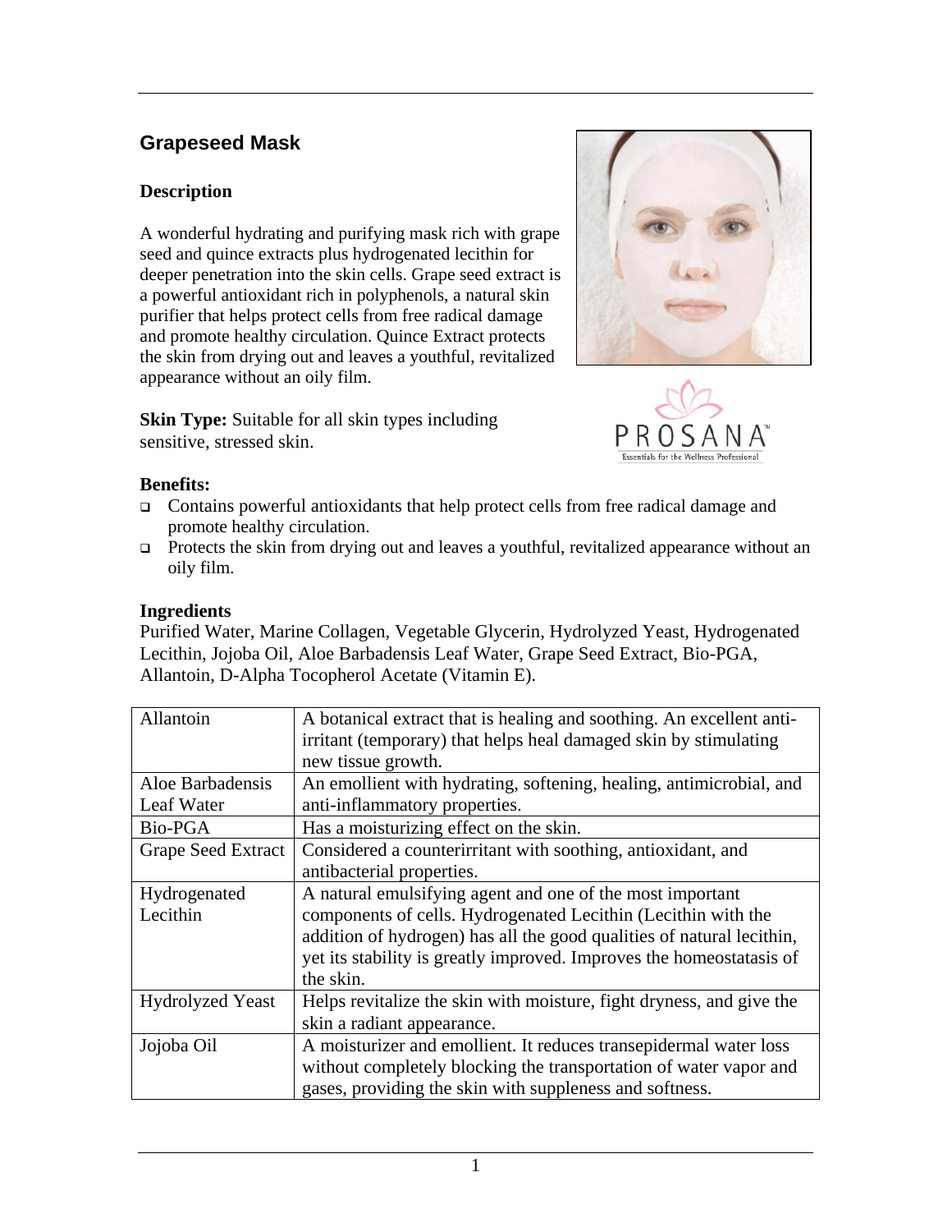## Grapeseed Mask

### Description

A wonderful hydrating and purifying mask rich with grape seed and quince extracts plus hydrogenated lecithin for deeper penetration into the skin cells. Grape seed extract is a powerful antioxidant rich in polyphenols, a natural skin purifier that helps protect cells from free radical damage and promote healthy circulation. Quince Extract protects the skin from drying out and leaves a youthful, revitalized appearance without an oily film.

**Skin Type:** Suitable for all skin types including sensitive, stressed skin.

PROSANA™
Essentials for the Wellness Professional

**Benefits:**

- Contains powerful antioxidants that help protect cells from free radical damage and promote healthy circulation.
- Protects the skin from drying out and leaves a youthful, revitalized appearance without an oily film.

**Ingredients**

Purified Water, Marine Collagen, Vegetable Glycerin, Hydrolyzed Yeast, Hydrogenated Lecithin, Jojoba Oil, Aloe Barbadensis Leaf Water, Grape Seed Extract, Bio-PGA, Allantoin, D-Alpha Tocopherol Acetate (Vitamin E).

| | |
|---|---|
| Allantoin | A botanical extract that is healing and soothing. An excellent anti-irritant (temporary) that helps heal damaged skin by stimulating new tissue growth. |
| Aloe Barbadensis Leaf Water | An emollient with hydrating, softening, healing, antimicrobial, and anti-inflammatory properties. |
| Bio-PGA | Has a moisturizing effect on the skin. |
| Grape Seed Extract | Considered a counterirritant with soothing, antioxidant, and antibacterial properties. |
| Hydrogenated Lecithin | A natural emulsifying agent and one of the most important components of cells. Hydrogenated Lecithin (Lecithin with the addition of hydrogen) has all the good qualities of natural lecithin, yet its stability is greatly improved. Improves the homeostatasis of the skin. |
| Hydrolyzed Yeast | Helps revitalize the skin with moisture, fight dryness, and give the skin a radiant appearance. |
| Jojoba Oil | A moisturizer and emollient. It reduces transepidermal water loss without completely blocking the transportation of water vapor and gases, providing the skin with suppleness and softness. |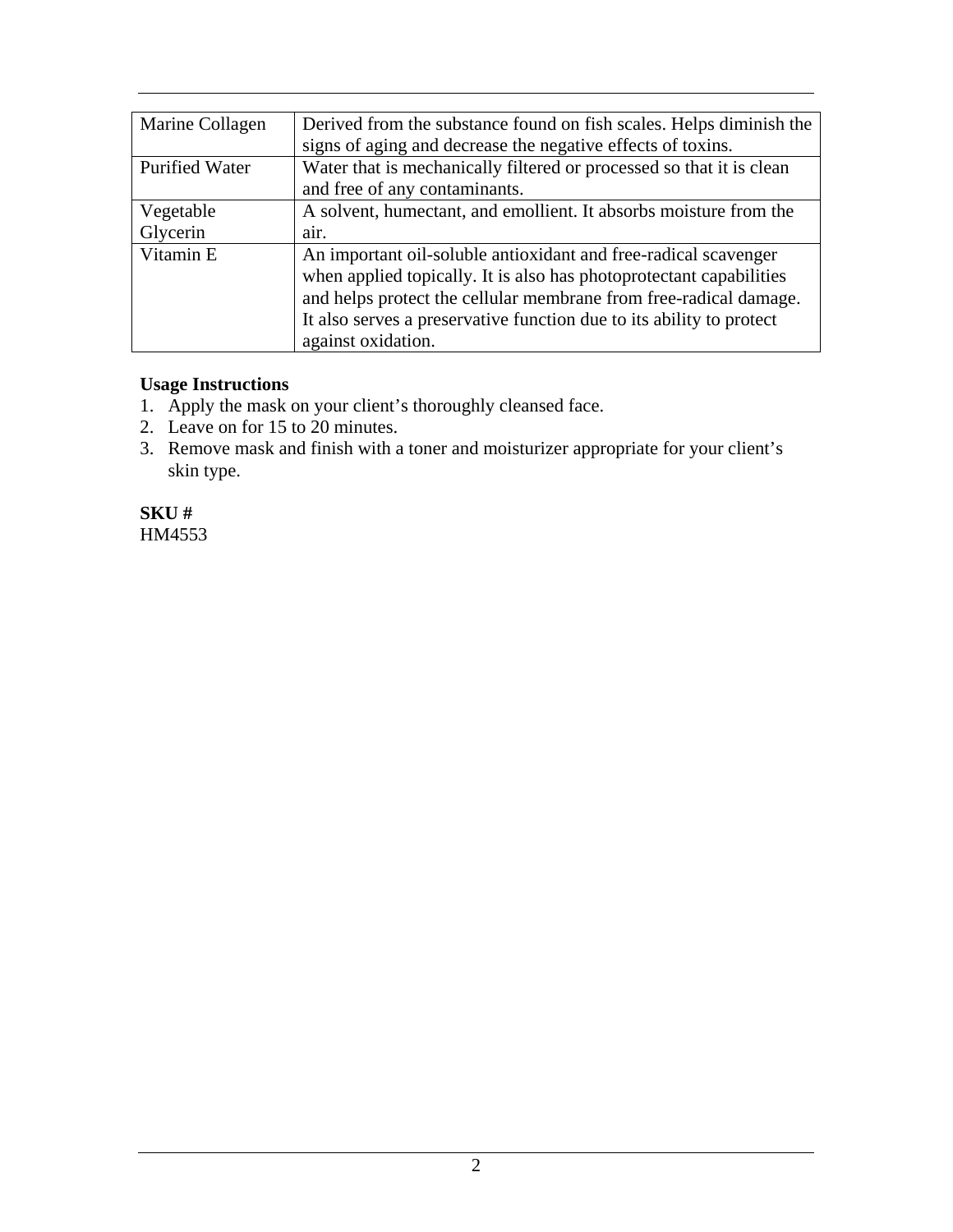| | |
|---|---|
| Marine Collagen | Derived from the substance found on fish scales. Helps diminish the signs of aging and decrease the negative effects of toxins. |
| Purified Water | Water that is mechanically filtered or processed so that it is clean and free of any contaminants. |
| Vegetable Glycerin | A solvent, humectant, and emollient. It absorbs moisture from the air. |
| Vitamin E | An important oil-soluble antioxidant and free-radical scavenger when applied topically. It is also has photoprotectant capabilities and helps protect the cellular membrane from free-radical damage. It also serves a preservative function due to its ability to protect against oxidation. |

**Usage Instructions**

1. Apply the mask on your client's thoroughly cleansed face.
2. Leave on for 15 to 20 minutes.
3. Remove mask and finish with a toner and moisturizer appropriate for your client's skin type.

**SKU #**
HM4553